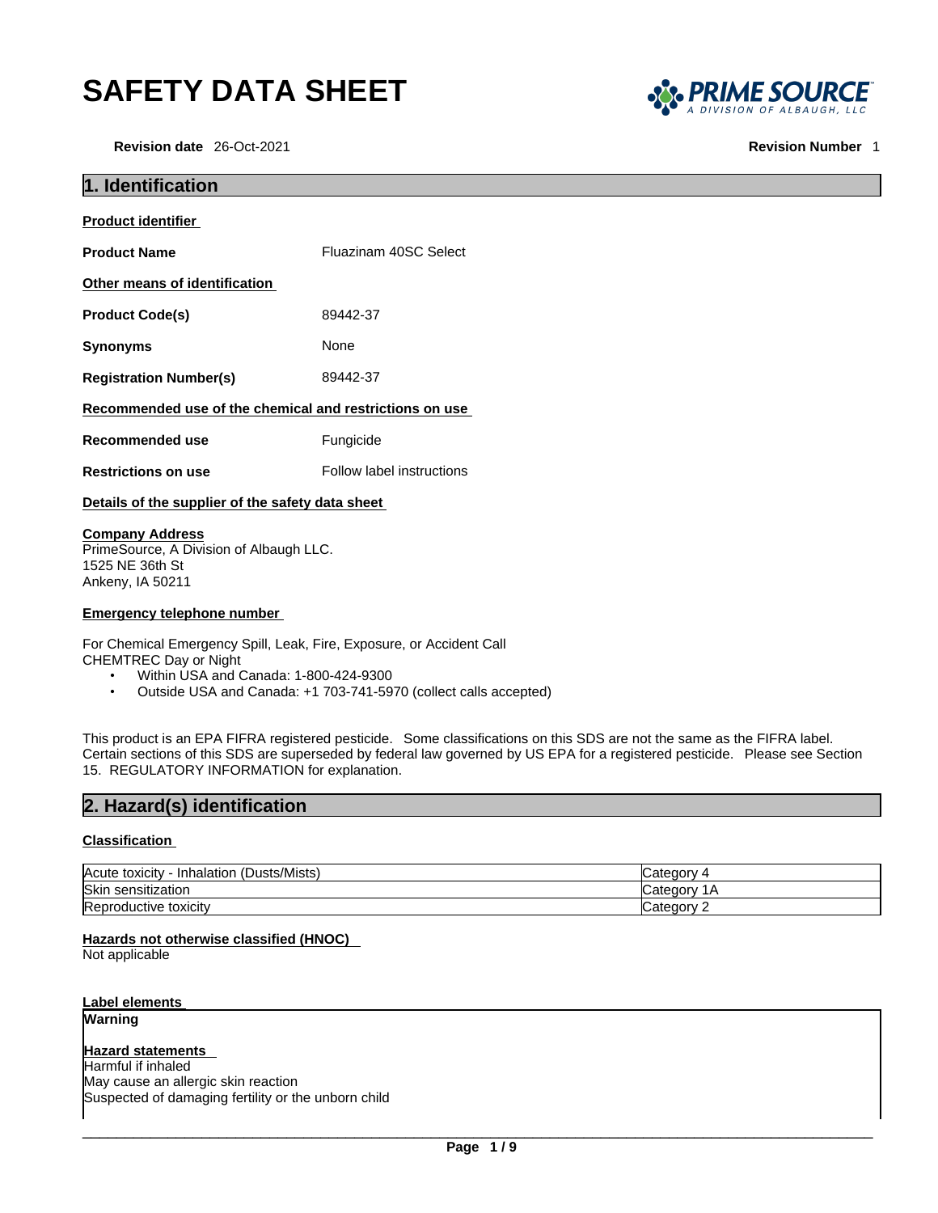# SAFETY DATA SHEET

**Revision date** 26-Oct-2021

**Revision Number** 1

## 1. Identification

**Product identifier**

**Product Name** Fluazinam 40SC Select

**Other means of identification**

**Product Code(s)** 89442-37

**Synonyms** None

**Registration Number(s)** 89442-37

**Recommended use of the chemical and restrictions on use**

**Recommended use** Fungicide

**Restrictions on use** Follow label instructions

**Details of the supplier of the safety data sheet**

**Company Address**
PrimeSource, A Division of Albaugh LLC.
1525 NE 36th St
Ankeny, IA 50211

**Emergency telephone number**

For Chemical Emergency Spill, Leak, Fire, Exposure, or Accident Call
CHEMTREC Day or Night

- Within USA and Canada: 1-800-424-9300
- Outside USA and Canada: +1 703-741-5970 (collect calls accepted)

This product is an EPA FIFRA registered pesticide. Some classifications on this SDS are not the same as the FIFRA label. Certain sections of this SDS are superseded by federal law governed by US EPA for a registered pesticide. Please see Section 15. REGULATORY INFORMATION for explanation.

## 2. Hazard(s) identification

**Classification**

| | |
|---|---|
| Acute toxicity - Inhalation (Dusts/Mists) | Category 4 |
| Skin sensitization | Category 1A |
| Reproductive toxicity | Category 2 |

**Hazards not otherwise classified (HNOC)**
Not applicable

**Label elements**

**Warning**

**Hazard statements**
Harmful if inhaled
May cause an allergic skin reaction
Suspected of damaging fertility or the unborn child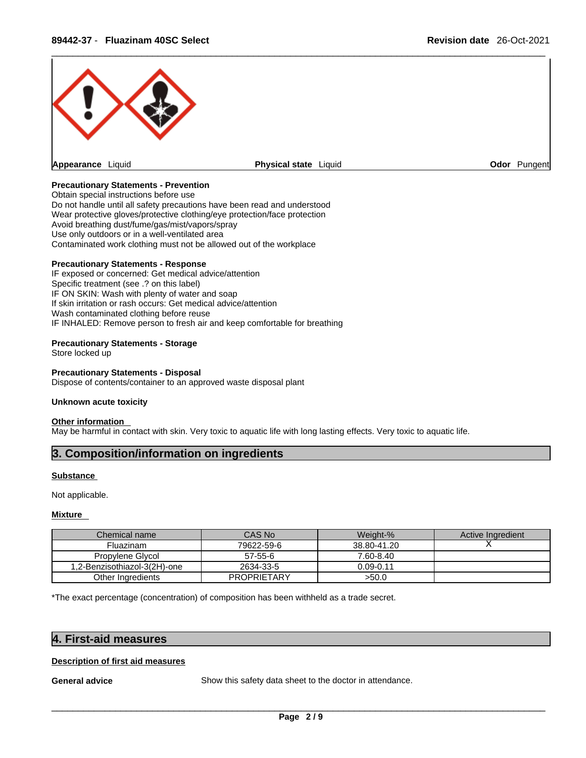**Appearance** Liquid | **Physical state** Liquid | **Odor** Pungent

**Precautionary Statements - Prevention**
Obtain special instructions before use
Do not handle until all safety precautions have been read and understood
Wear protective gloves/protective clothing/eye protection/face protection
Avoid breathing dust/fume/gas/mist/vapors/spray
Use only outdoors or in a well-ventilated area
Contaminated work clothing must not be allowed out of the workplace

**Precautionary Statements - Response**
IF exposed or concerned: Get medical advice/attention
Specific treatment (see .? on this label)
IF ON SKIN: Wash with plenty of water and soap
If skin irritation or rash occurs: Get medical advice/attention
Wash contaminated clothing before reuse
IF INHALED: Remove person to fresh air and keep comfortable for breathing

**Precautionary Statements - Storage**
Store locked up

**Precautionary Statements - Disposal**
Dispose of contents/container to an approved waste disposal plant

**Unknown acute toxicity**

**Other information**
May be harmful in contact with skin. Very toxic to aquatic life with long lasting effects. Very toxic to aquatic life.

## 3. Composition/information on ingredients

**Substance**

Not applicable.

**Mixture**

| Chemical name | CAS No | Weight-% | Active Ingredient |
|---|---|---|---|
| Fluazinam | 79622-59-6 | 38.80-41.20 | X |
| Propylene Glycol | 57-55-6 | 7.60-8.40 | |
| 1,2-Benzisothiazol-3(2H)-one | 2634-33-5 | 0.09-0.11 | |
| Other Ingredients | PROPRIETARY | >50.0 | |

*The exact percentage (concentration) of composition has been withheld as a trade secret.

## 4. First-aid measures

**Description of first aid measures**

**General advice** Show this safety data sheet to the doctor in attendance.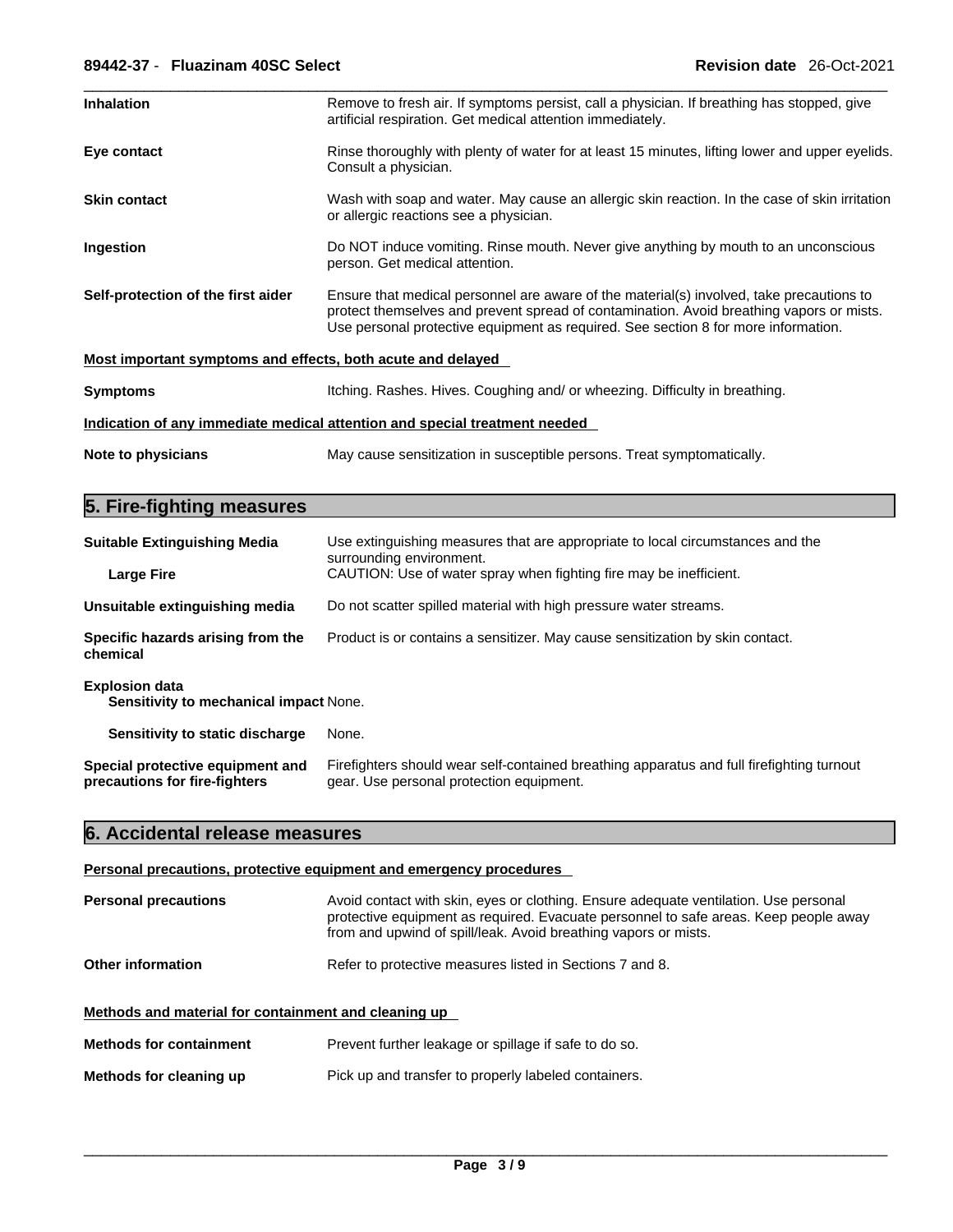**Inhalation** Remove to fresh air. If symptoms persist, call a physician. If breathing has stopped, give artificial respiration. Get medical attention immediately.

**Eye contact** Rinse thoroughly with plenty of water for at least 15 minutes, lifting lower and upper eyelids. Consult a physician.

**Skin contact** Wash with soap and water. May cause an allergic skin reaction. In the case of skin irritation or allergic reactions see a physician.

**Ingestion** Do NOT induce vomiting. Rinse mouth. Never give anything by mouth to an unconscious person. Get medical attention.

**Self-protection of the first aider** Ensure that medical personnel are aware of the material(s) involved, take precautions to protect themselves and prevent spread of contamination. Avoid breathing vapors or mists. Use personal protective equipment as required. See section 8 for more information.

**Most important symptoms and effects, both acute and delayed**

**Symptoms** Itching. Rashes. Hives. Coughing and/ or wheezing. Difficulty in breathing.

**Indication of any immediate medical attention and special treatment needed**

**Note to physicians** May cause sensitization in susceptible persons. Treat symptomatically.

## 5. Fire-fighting measures

**Suitable Extinguishing Media** Use extinguishing measures that are appropriate to local circumstances and the surrounding environment.

**Large Fire** CAUTION: Use of water spray when fighting fire may be inefficient.

**Unsuitable extinguishing media** Do not scatter spilled material with high pressure water streams.

**Specific hazards arising from the chemical** Product is or contains a sensitizer. May cause sensitization by skin contact.

**Explosion data**

**Sensitivity to mechanical impact** None.

**Sensitivity to static discharge** None.

**Special protective equipment and precautions for fire-fighters** Firefighters should wear self-contained breathing apparatus and full firefighting turnout gear. Use personal protection equipment.

## 6. Accidental release measures

**Personal precautions, protective equipment and emergency procedures**

**Personal precautions** Avoid contact with skin, eyes or clothing. Ensure adequate ventilation. Use personal protective equipment as required. Evacuate personnel to safe areas. Keep people away from and upwind of spill/leak. Avoid breathing vapors or mists.

**Other information** Refer to protective measures listed in Sections 7 and 8.

**Methods and material for containment and cleaning up**

**Methods for containment** Prevent further leakage or spillage if safe to do so.

**Methods for cleaning up** Pick up and transfer to properly labeled containers.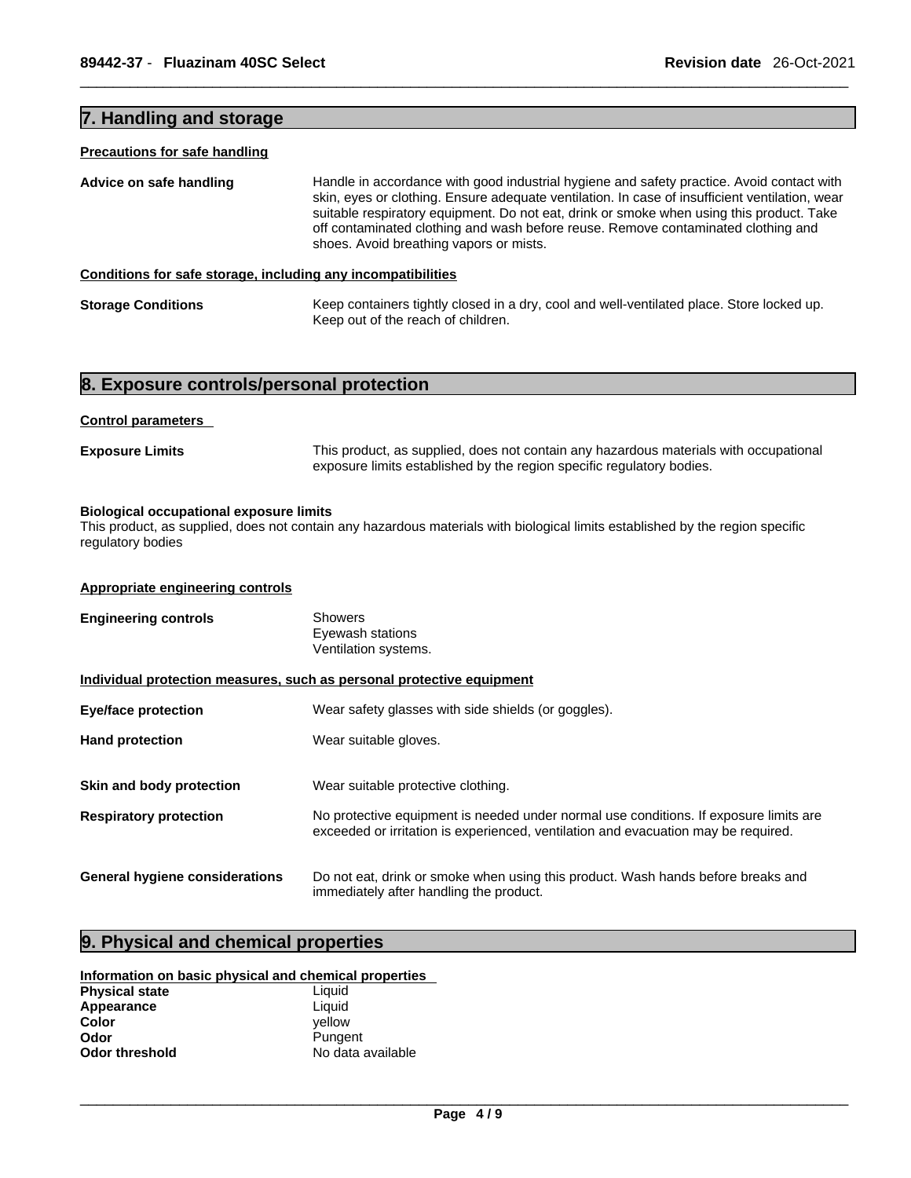## 7. Handling and storage

### Precautions for safe handling

**Advice on safe handling**: Handle in accordance with good industrial hygiene and safety practice. Avoid contact with skin, eyes or clothing. Ensure adequate ventilation. In case of insufficient ventilation, wear suitable respiratory equipment. Do not eat, drink or smoke when using this product. Take off contaminated clothing and wash before reuse. Remove contaminated clothing and shoes. Avoid breathing vapors or mists.

### Conditions for safe storage, including any incompatibilities

**Storage Conditions**: Keep containers tightly closed in a dry, cool and well-ventilated place. Store locked up. Keep out of the reach of children.

## 8. Exposure controls/personal protection

### Control parameters

**Exposure Limits**: This product, as supplied, does not contain any hazardous materials with occupational exposure limits established by the region specific regulatory bodies.

**Biological occupational exposure limits**

This product, as supplied, does not contain any hazardous materials with biological limits established by the region specific regulatory bodies

### Appropriate engineering controls

**Engineering controls**:
- Showers
- Eyewash stations
- Ventilation systems.

### Individual protection measures, such as personal protective equipment

**Eye/face protection**: Wear safety glasses with side shields (or goggles).

**Hand protection**: Wear suitable gloves.

**Skin and body protection**: Wear suitable protective clothing.

**Respiratory protection**: No protective equipment is needed under normal use conditions. If exposure limits are exceeded or irritation is experienced, ventilation and evacuation may be required.

**General hygiene considerations**: Do not eat, drink or smoke when using this product. Wash hands before breaks and immediately after handling the product.

## 9. Physical and chemical properties

### Information on basic physical and chemical properties

| | |
|---|---|
| **Physical state** | Liquid |
| **Appearance** | Liquid |
| **Color** | yellow |
| **Odor** | Pungent |
| **Odor threshold** | No data available |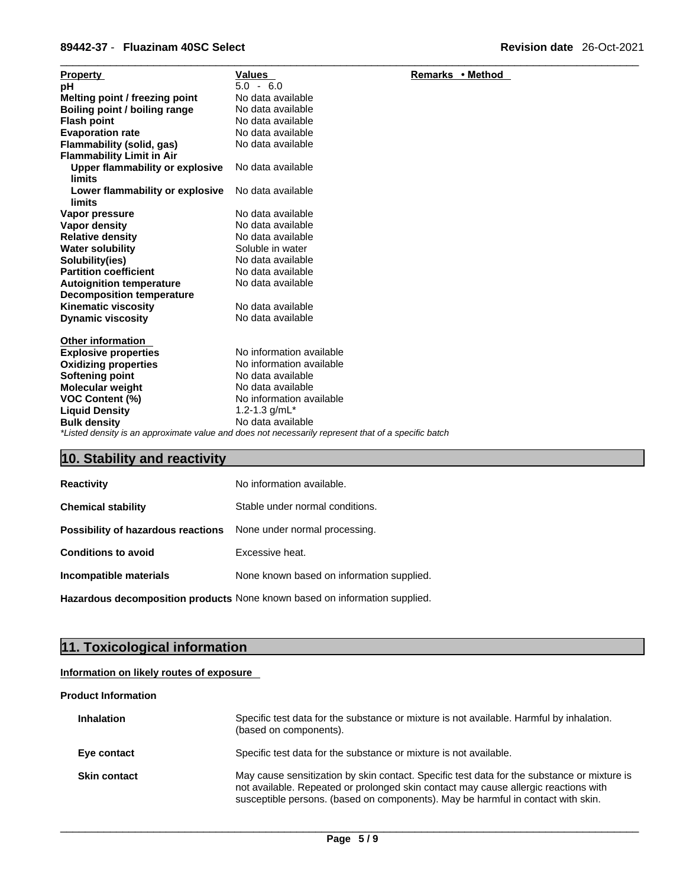| Property | Values | Remarks • Method |
|---|---|---|
| pH | 5.0 - 6.0 | |
| Melting point / freezing point | No data available | |
| Boiling point / boiling range | No data available | |
| Flash point | No data available | |
| Evaporation rate | No data available | |
| Flammability (solid, gas) | No data available | |
| Flammability Limit in Air | | |
| Upper flammability or explosive limits | No data available | |
| Lower flammability or explosive limits | No data available | |
| Vapor pressure | No data available | |
| Vapor density | No data available | |
| Relative density | No data available | |
| Water solubility | Soluble in water | |
| Solubility(ies) | No data available | |
| Partition coefficient | No data available | |
| Autoignition temperature | No data available | |
| Decomposition temperature | | |
| Kinematic viscosity | No data available | |
| Dynamic viscosity | No data available | |

**Other information**

| | |
|---|---|
| Explosive properties | No information available |
| Oxidizing properties | No information available |
| Softening point | No data available |
| Molecular weight | No data available |
| VOC Content (%) | No information available |
| Liquid Density | 1.2-1.3 g/mL* |
| Bulk density | No data available |

*\*Listed density is an approximate value and does not necessarily represent that of a specific batch*

## 10. Stability and reactivity

| | |
|---|---|
| **Reactivity** | No information available. |
| **Chemical stability** | Stable under normal conditions. |
| **Possibility of hazardous reactions** | None under normal processing. |
| **Conditions to avoid** | Excessive heat. |
| **Incompatible materials** | None known based on information supplied. |
| **Hazardous decomposition products** | None known based on information supplied. |

## 11. Toxicological information

**Information on likely routes of exposure**

**Product Information**

| | |
|---|---|
| **Inhalation** | Specific test data for the substance or mixture is not available. Harmful by inhalation. (based on components). |
| **Eye contact** | Specific test data for the substance or mixture is not available. |
| **Skin contact** | May cause sensitization by skin contact. Specific test data for the substance or mixture is not available. Repeated or prolonged skin contact may cause allergic reactions with susceptible persons. (based on components). May be harmful in contact with skin. |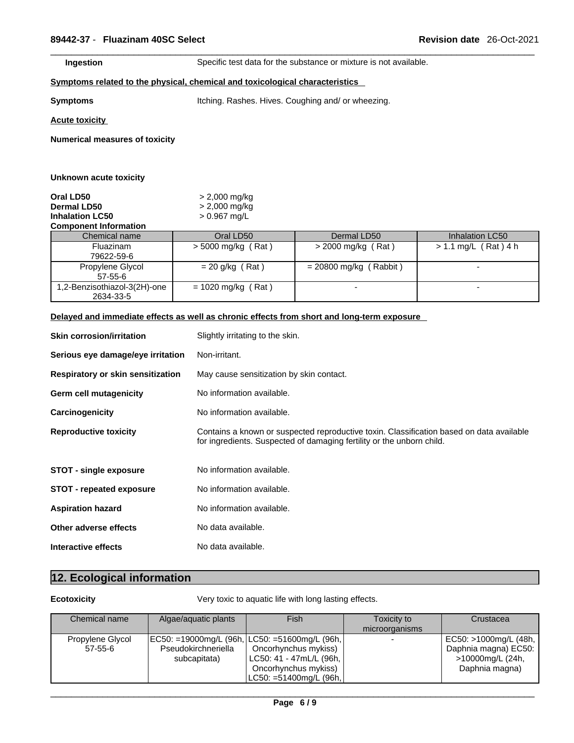**Ingestion** Specific test data for the substance or mixture is not available.

**Symptoms related to the physical, chemical and toxicological characteristics**

**Symptoms** Itching. Rashes. Hives. Coughing and/ or wheezing.

**Acute toxicity**

**Numerical measures of toxicity**

**Unknown acute toxicity**

**Oral LD50** > 2,000 mg/kg
**Dermal LD50** > 2,000 mg/kg
**Inhalation LC50** > 0.967 mg/L

**Component Information**

| Chemical name | Oral LD50 | Dermal LD50 | Inhalation LC50 |
|---|---|---|---|
| Fluazinam 79622-59-6 | > 5000 mg/kg ( Rat ) | > 2000 mg/kg ( Rat ) | > 1.1 mg/L ( Rat ) 4 h |
| Propylene Glycol 57-55-6 | = 20 g/kg ( Rat ) | = 20800 mg/kg ( Rabbit ) | - |
| 1,2-Benzisothiazol-3(2H)-one 2634-33-5 | = 1020 mg/kg ( Rat ) | - | - |

**Delayed and immediate effects as well as chronic effects from short and long-term exposure**

**Skin corrosion/irritation** Slightly irritating to the skin.

**Serious eye damage/eye irritation** Non-irritant.

**Respiratory or skin sensitization** May cause sensitization by skin contact.

**Germ cell mutagenicity** No information available.

**Carcinogenicity** No information available.

**Reproductive toxicity** Contains a known or suspected reproductive toxin. Classification based on data available for ingredients. Suspected of damaging fertility or the unborn child.

**STOT - single exposure** No information available.

**STOT - repeated exposure** No information available.

**Aspiration hazard** No information available.

**Other adverse effects** No data available.

**Interactive effects** No data available.

## 12. Ecological information

**Ecotoxicity** Very toxic to aquatic life with long lasting effects.

| Chemical name | Algae/aquatic plants | Fish | Toxicity to microorganisms | Crustacea |
|---|---|---|---|---|
| Propylene Glycol 57-55-6 | EC50: =19000mg/L (96h, Pseudokirchneriella subcapitata) | LC50: =51600mg/L (96h, Oncorhynchus mykiss) LC50: 41 - 47mL/L (96h, Oncorhynchus mykiss) LC50: =51400mg/L (96h, | - | EC50: >1000mg/L (48h, Daphnia magna) EC50: >10000mg/L (24h, Daphnia magna) |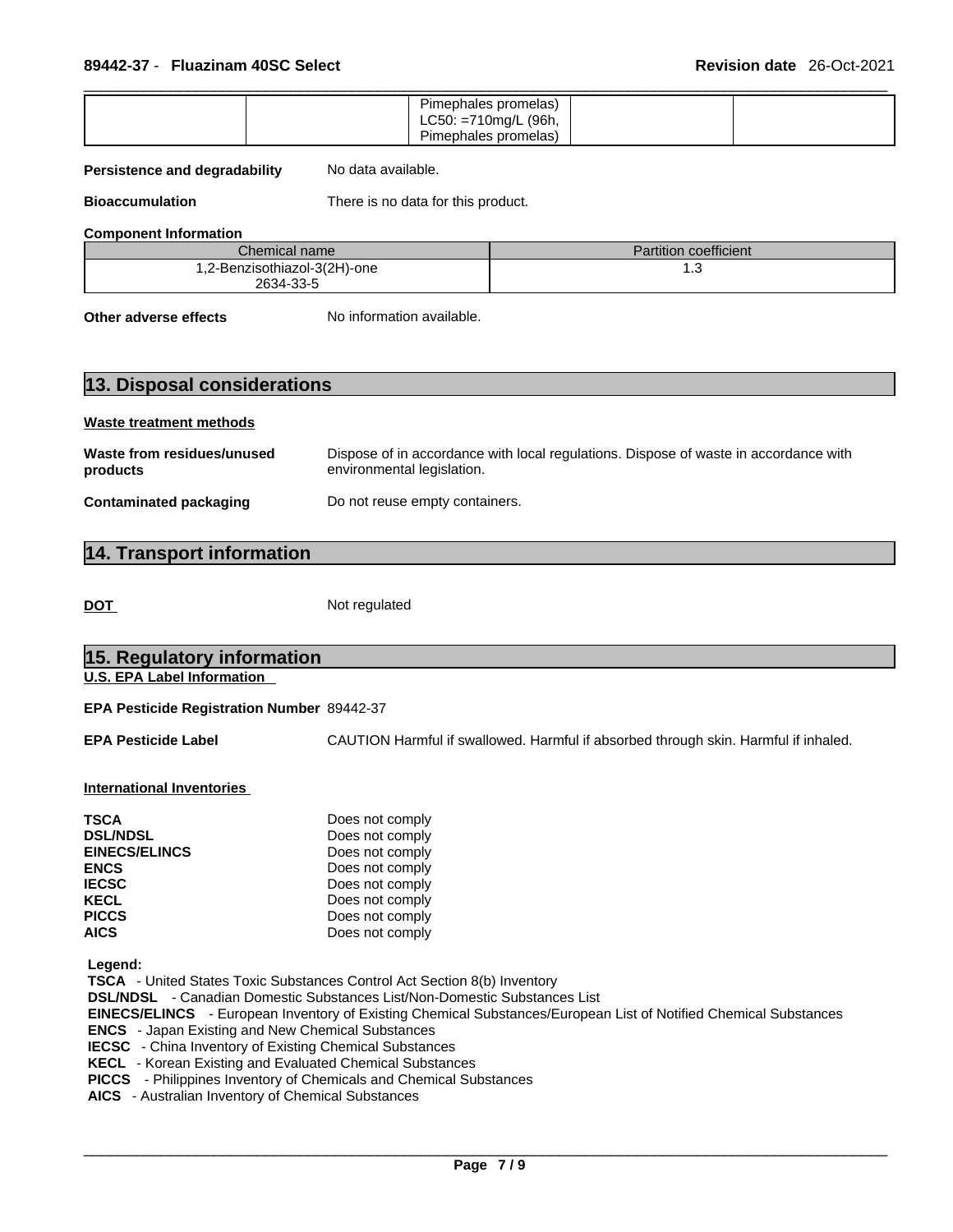| | | Pimephales promelas) LC50: =710mg/L (96h, Pimephales promelas) | | |
|---|---|---|---|---|

**Persistence and degradability** No data available.

**Bioaccumulation** There is no data for this product.

**Component Information**

| Chemical name | Partition coefficient |
|---|---|
| 1,2-Benzisothiazol-3(2H)-one 2634-33-5 | 1.3 |

**Other adverse effects** No information available.

## 13. Disposal considerations

**Waste treatment methods**

**Waste from residues/unused products** Dispose of in accordance with local regulations. Dispose of waste in accordance with environmental legislation.

**Contaminated packaging** Do not reuse empty containers.

## 14. Transport information

**DOT** Not regulated

## 15. Regulatory information

**U.S. EPA Label Information**

**EPA Pesticide Registration Number** 89442-37

**EPA Pesticide Label** CAUTION Harmful if swallowed. Harmful if absorbed through skin. Harmful if inhaled.

**International Inventories**

**TSCA** Does not comply
**DSL/NDSL** Does not comply
**EINECS/ELINCS** Does not comply
**ENCS** Does not comply
**IECSC** Does not comply
**KECL** Does not comply
**PICCS** Does not comply
**AICS** Does not comply

**Legend:**
**TSCA** - United States Toxic Substances Control Act Section 8(b) Inventory
**DSL/NDSL** - Canadian Domestic Substances List/Non-Domestic Substances List
**EINECS/ELINCS** - European Inventory of Existing Chemical Substances/European List of Notified Chemical Substances
**ENCS** - Japan Existing and New Chemical Substances
**IECSC** - China Inventory of Existing Chemical Substances
**KECL** - Korean Existing and Evaluated Chemical Substances
**PICCS** - Philippines Inventory of Chemicals and Chemical Substances
**AICS** - Australian Inventory of Chemical Substances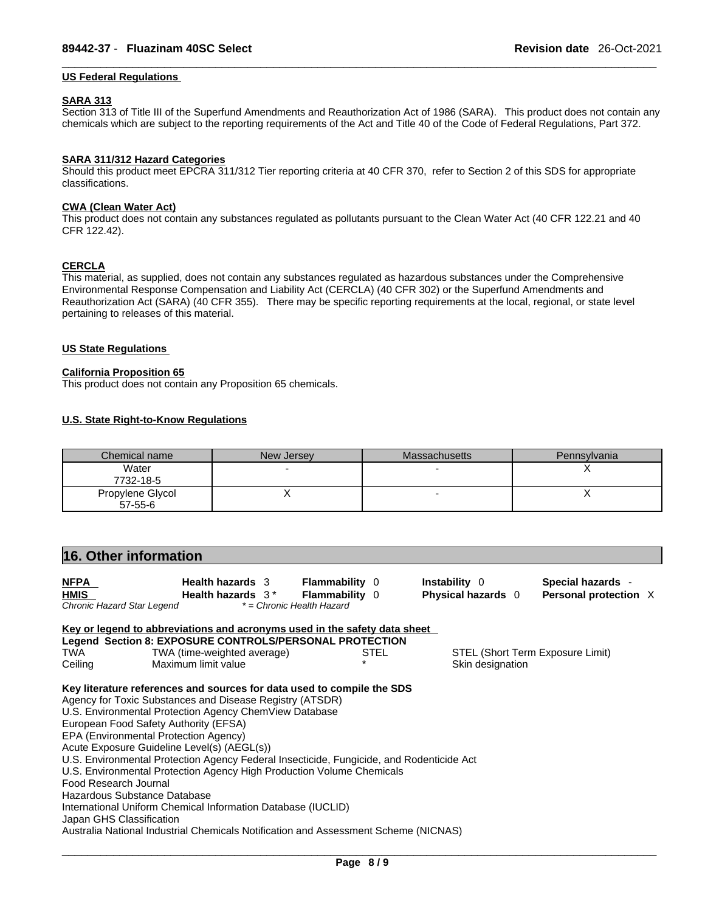### US Federal Regulations

#### SARA 313

Section 313 of Title III of the Superfund Amendments and Reauthorization Act of 1986 (SARA). This product does not contain any chemicals which are subject to the reporting requirements of the Act and Title 40 of the Code of Federal Regulations, Part 372.

#### SARA 311/312 Hazard Categories

Should this product meet EPCRA 311/312 Tier reporting criteria at 40 CFR 370, refer to Section 2 of this SDS for appropriate classifications.

#### CWA (Clean Water Act)

This product does not contain any substances regulated as pollutants pursuant to the Clean Water Act (40 CFR 122.21 and 40 CFR 122.42).

#### CERCLA

This material, as supplied, does not contain any substances regulated as hazardous substances under the Comprehensive Environmental Response Compensation and Liability Act (CERCLA) (40 CFR 302) or the Superfund Amendments and Reauthorization Act (SARA) (40 CFR 355). There may be specific reporting requirements at the local, regional, or state level pertaining to releases of this material.

### US State Regulations

#### California Proposition 65

This product does not contain any Proposition 65 chemicals.

#### U.S. State Right-to-Know Regulations

| Chemical name | New Jersey | Massachusetts | Pennsylvania |
|---|---|---|---|
| Water 7732-18-5 | - | - | X |
| Propylene Glycol 57-55-6 | X | - | X |

## 16. Other information

| | | | | |
|---|---|---|---|---|
| **NFPA** | **Health hazards** 3 | **Flammability** 0 | **Instability** 0 | **Special hazards** - |
| **HMIS** | **Health hazards** 3 * | **Flammability** 0 | **Physical hazards** 0 | **Personal protection** X |

*Chronic Hazard Star Legend* &nbsp;&nbsp; *\* = Chronic Health Hazard*

**Key or legend to abbreviations and acronyms used in the safety data sheet**

**Legend Section 8: EXPOSURE CONTROLS/PERSONAL PROTECTION**

| | | | |
|---|---|---|---|
| TWA | TWA (time-weighted average) | STEL | STEL (Short Term Exposure Limit) |
| Ceiling | Maximum limit value | * | Skin designation |

**Key literature references and sources for data used to compile the SDS**

Agency for Toxic Substances and Disease Registry (ATSDR)
U.S. Environmental Protection Agency ChemView Database
European Food Safety Authority (EFSA)
EPA (Environmental Protection Agency)
Acute Exposure Guideline Level(s) (AEGL(s))
U.S. Environmental Protection Agency Federal Insecticide, Fungicide, and Rodenticide Act
U.S. Environmental Protection Agency High Production Volume Chemicals
Food Research Journal
Hazardous Substance Database
International Uniform Chemical Information Database (IUCLID)
Japan GHS Classification
Australia National Industrial Chemicals Notification and Assessment Scheme (NICNAS)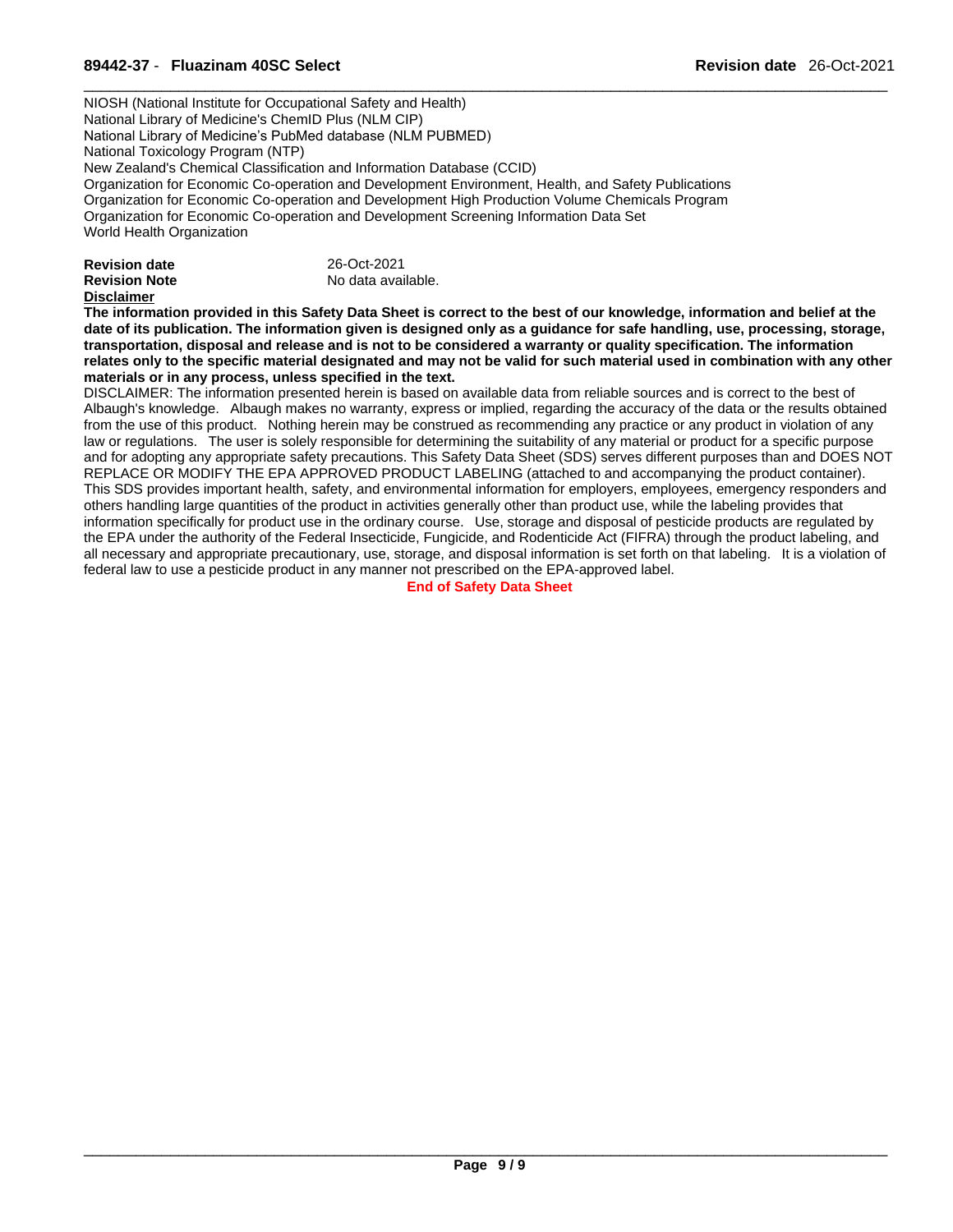NIOSH (National Institute for Occupational Safety and Health)
National Library of Medicine's ChemID Plus (NLM CIP)
National Library of Medicine's PubMed database (NLM PUBMED)
National Toxicology Program (NTP)
New Zealand's Chemical Classification and Information Database (CCID)
Organization for Economic Co-operation and Development Environment, Health, and Safety Publications
Organization for Economic Co-operation and Development High Production Volume Chemicals Program
Organization for Economic Co-operation and Development Screening Information Data Set
World Health Organization

**Revision date** 26-Oct-2021
**Revision Note** No data available.

**Disclaimer**

**The information provided in this Safety Data Sheet is correct to the best of our knowledge, information and belief at the date of its publication. The information given is designed only as a guidance for safe handling, use, processing, storage, transportation, disposal and release and is not to be considered a warranty or quality specification. The information relates only to the specific material designated and may not be valid for such material used in combination with any other materials or in any process, unless specified in the text.**

DISCLAIMER: The information presented herein is based on available data from reliable sources and is correct to the best of Albaugh's knowledge. Albaugh makes no warranty, express or implied, regarding the accuracy of the data or the results obtained from the use of this product. Nothing herein may be construed as recommending any practice or any product in violation of any law or regulations. The user is solely responsible for determining the suitability of any material or product for a specific purpose and for adopting any appropriate safety precautions. This Safety Data Sheet (SDS) serves different purposes than and DOES NOT REPLACE OR MODIFY THE EPA APPROVED PRODUCT LABELING (attached to and accompanying the product container). This SDS provides important health, safety, and environmental information for employers, employees, emergency responders and others handling large quantities of the product in activities generally other than product use, while the labeling provides that information specifically for product use in the ordinary course. Use, storage and disposal of pesticide products are regulated by the EPA under the authority of the Federal Insecticide, Fungicide, and Rodenticide Act (FIFRA) through the product labeling, and all necessary and appropriate precautionary, use, storage, and disposal information is set forth on that labeling. It is a violation of federal law to use a pesticide product in any manner not prescribed on the EPA-approved label.

**End of Safety Data Sheet**